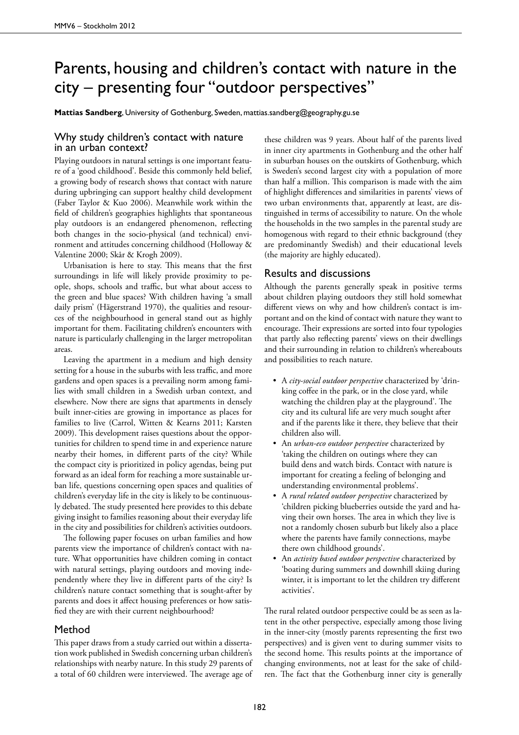# Parents, housing and children's contact with nature in the city – presenting four "outdoor perspectives"

**Mattias Sandberg**, University of Gothenburg, Sweden, mattias.sandberg@geography.gu.se

## Why study children's contact with nature in an urban context?

Playing outdoors in natural settings is one important feature of a 'good childhood'. Beside this commonly held belief, a growing body of research shows that contact with nature during upbringing can support healthy child development (Faber Taylor & Kuo 2006). Meanwhile work within the field of children's geographies highlights that spontaneous play outdoors is an endangered phenomenon, reflecting both changes in the socio-physical (and technical) environment and attitudes concerning childhood (Holloway & Valentine 2000; Skår & Krogh 2009).

Urbanisation is here to stay. This means that the first surroundings in life will likely provide proximity to people, shops, schools and traffic, but what about access to the green and blue spaces? With children having 'a small daily prism' (Hägerstrand 1970), the qualities and resources of the neighbourhood in general stand out as highly important for them. Facilitating children's encounters with nature is particularly challenging in the larger metropolitan areas.

Leaving the apartment in a medium and high density setting for a house in the suburbs with less traffic, and more gardens and open spaces is a prevailing norm among families with small children in a Swedish urban context, and elsewhere. Now there are signs that apartments in densely built inner-cities are growing in importance as places for families to live (Carrol, Witten & Kearns 2011; Karsten 2009). This development raises questions about the opportunities for children to spend time in and experience nature nearby their homes, in different parts of the city? While the compact city is prioritized in policy agendas, being put forward as an ideal form for reaching a more sustainable urban life, questions concerning open spaces and qualities of children's everyday life in the city is likely to be continuously debated. The study presented here provides to this debate giving insight to families reasoning about their everyday life in the city and possibilities for children's activities outdoors.

The following paper focuses on urban families and how parents view the importance of children's contact with nature. What opportunities have children coming in contact with natural settings, playing outdoors and moving independently where they live in different parts of the city? Is children's nature contact something that is sought-after by parents and does it affect housing preferences or how satisfied they are with their current neighbourhood?

## Method

This paper draws from a study carried out within a dissertation work published in Swedish concerning urban children's relationships with nearby nature. In this study 29 parents of a total of 60 children were interviewed. The average age of these children was 9 years. About half of the parents lived in inner city apartments in Gothenburg and the other half in suburban houses on the outskirts of Gothenburg, which is Sweden's second largest city with a population of more than half a million. This comparison is made with the aim of highlight differences and similarities in parents' views of two urban environments that, apparently at least, are distinguished in terms of accessibility to nature. On the whole the households in the two samples in the parental study are homogenous with regard to their ethnic background (they are predominantly Swedish) and their educational levels (the majority are highly educated).

## Results and discussions

Although the parents generally speak in positive terms about children playing outdoors they still hold somewhat different views on why and how children's contact is important and on the kind of contact with nature they want to encourage. Their expressions are sorted into four typologies that partly also reflecting parents' views on their dwellings and their surrounding in relation to children's whereabouts and possibilities to reach nature.

- A *city-social outdoor perspective* characterized by 'drinking coffee in the park, or in the close yard, while watching the children play at the playground'. The city and its cultural life are very much sought after and if the parents like it there, they believe that their children also will.
- An *urban-eco outdoor perspective* characterized by 'taking the children on outings where they can build dens and watch birds. Contact with nature is important for creating a feeling of belonging and understanding environmental problems'.
- A *rural related outdoor perspective* characterized by 'children picking blueberries outside the yard and having their own horses. The area in which they live is not a randomly chosen suburb but likely also a place where the parents have family connections, maybe there own childhood grounds'.
- An *activity based outdoor perspective* characterized by 'boating during summers and downhill skiing during winter, it is important to let the children try different activities'.

The rural related outdoor perspective could be as seen as latent in the other perspective, especially among those living in the inner-city (mostly parents representing the first two perspectives) and is given vent to during summer visits to the second home. This results points at the importance of changing environments, not at least for the sake of children. The fact that the Gothenburg inner city is generally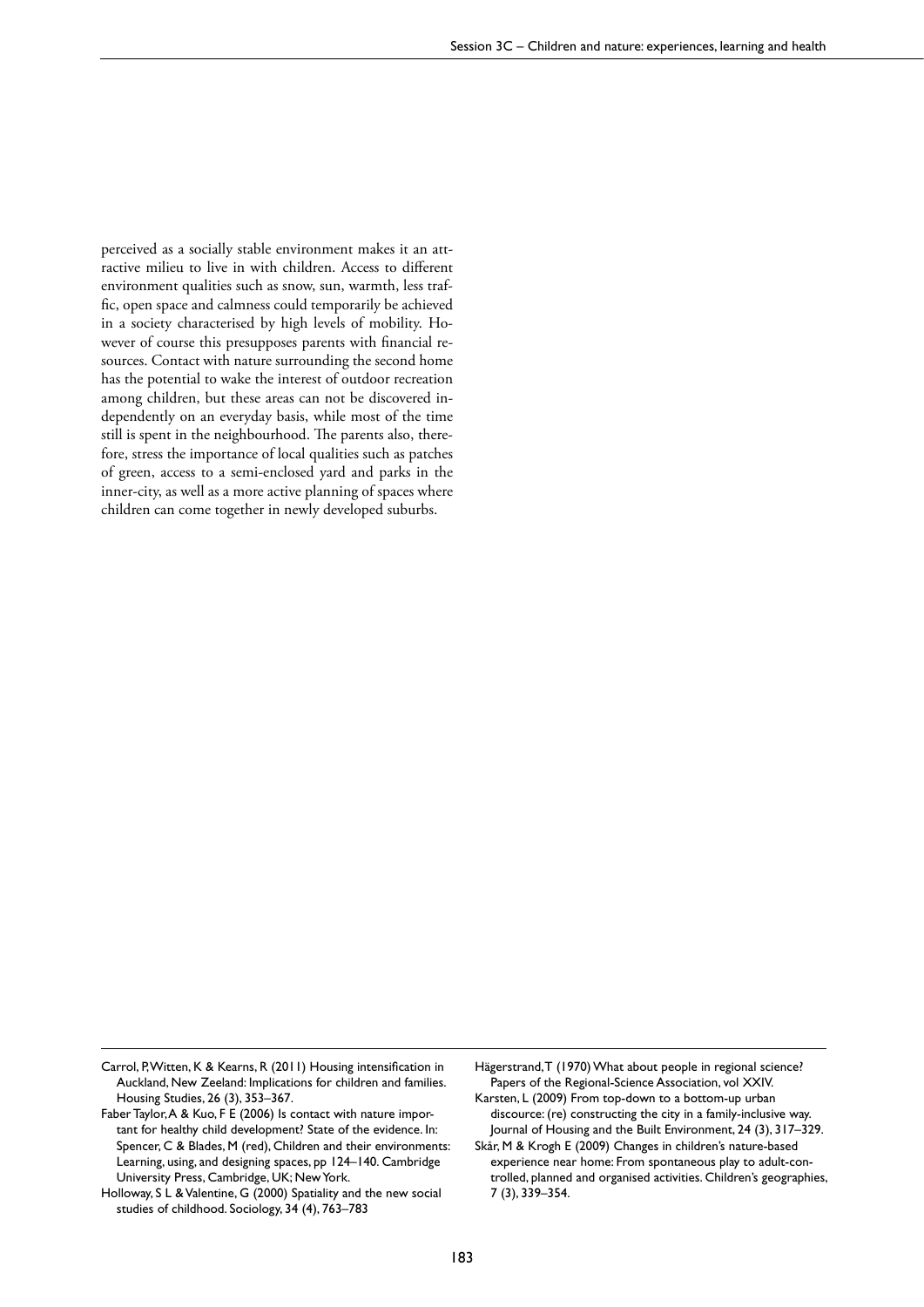perceived as a socially stable environment makes it an attractive milieu to live in with children. Access to different environment qualities such as snow, sun, warmth, less traffic, open space and calmness could temporarily be achieved in a society characterised by high levels of mobility. However of course this presupposes parents with financial resources. Contact with nature surrounding the second home has the potential to wake the interest of outdoor recreation among children, but these areas can not be discovered independently on an everyday basis, while most of the time still is spent in the neighbourhood. The parents also, therefore, stress the importance of local qualities such as patches of green, access to a semi-enclosed yard and parks in the inner-city, as well as a more active planning of spaces where children can come together in newly developed suburbs.

Carrol, P, Witten, K & Kearns, R (2011) Housing intensification in Auckland, New Zeeland: Implications for children and families. Housing Studies, 26 (3), 353–367.

Faber Taylor, A & Kuo, F E (2006) Is contact with nature important for healthy child development? State of the evidence. In: Spencer, C & Blades, M (red), Children and their environments: Learning, using, and designing spaces, pp 124–140. Cambridge University Press, Cambridge, UK; New York.

Holloway, S L & Valentine, G (2000) Spatiality and the new social studies of childhood. Sociology, 34 (4), 763–783

Hägerstrand, T (1970) What about people in regional science? Papers of the Regional-Science Association, vol XXIV.

Karsten, L (2009) From top-down to a bottom-up urban discource: (re) constructing the city in a family-inclusive way. Journal of Housing and the Built Environment, 24 (3), 317–329.

Skår, M & Krogh E (2009) Changes in children's nature-based experience near home: From spontaneous play to adult-controlled, planned and organised activities. Children's geographies, 7 (3), 339–354.